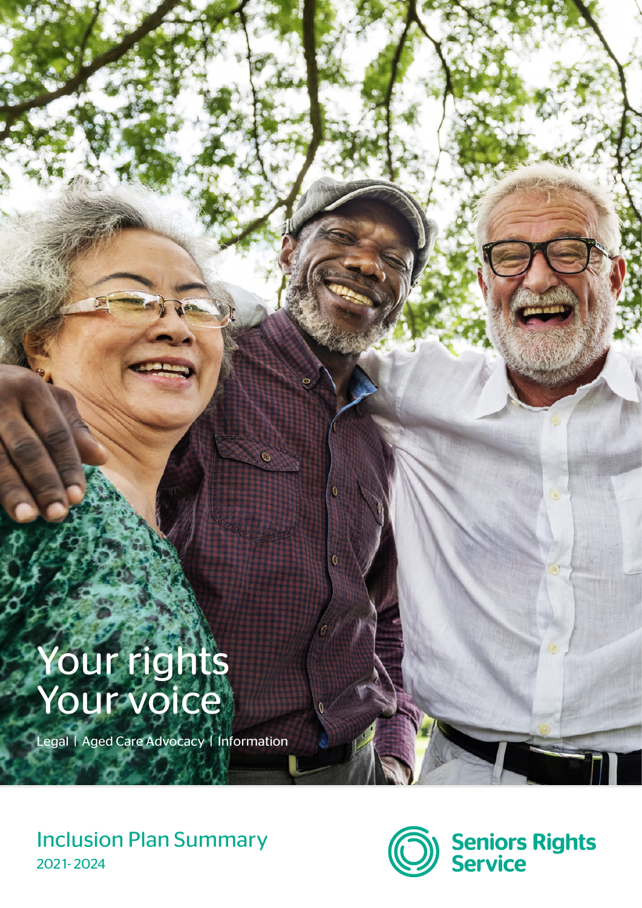# Your rights
# Your voice

Legal | Aged Care Advocacy | Information

## Inclusion Plan Summary

2021- 2024

Seniors Rights Service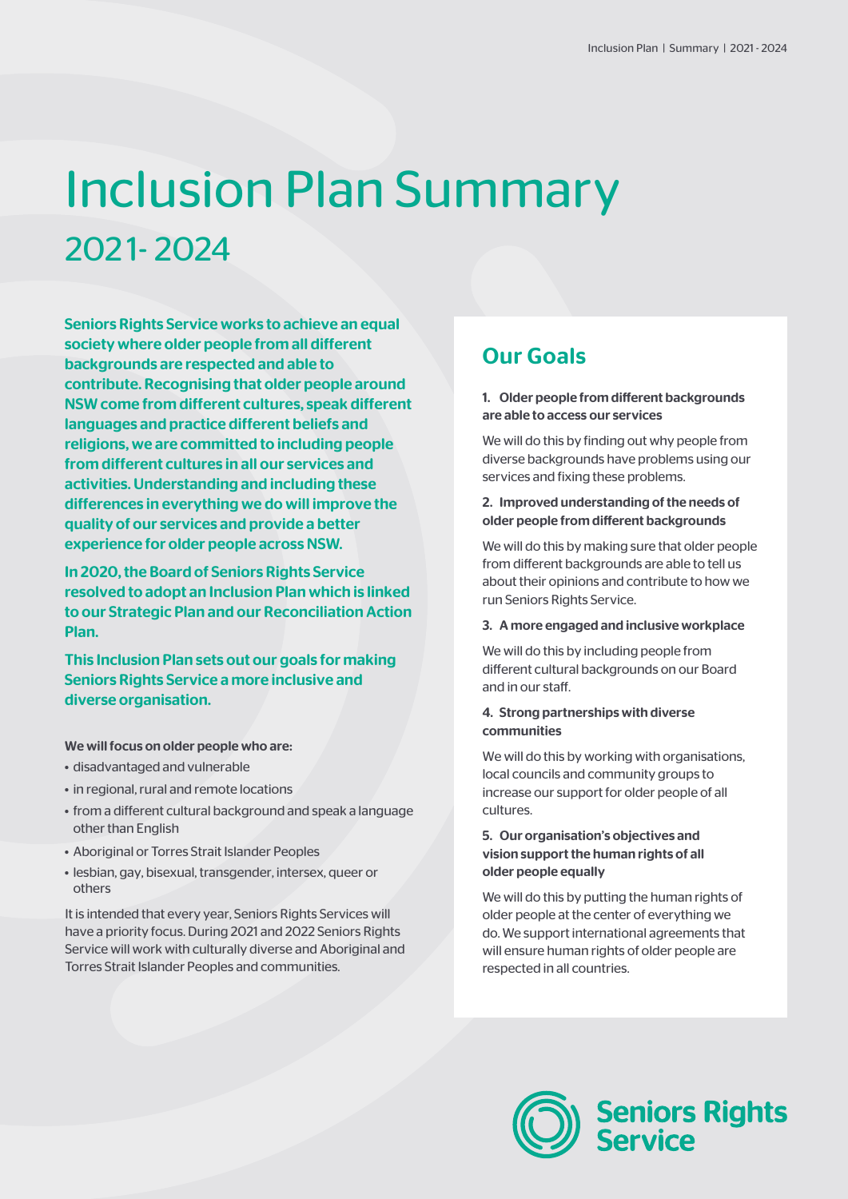# Inclusion Plan Summary

## 2021- 2024

**Seniors Rights Service works to achieve an equal society where older people from all different backgrounds are respected and able to contribute. Recognising that older people around NSW come from different cultures, speak different languages and practice different beliefs and religions, we are committed to including people from different cultures in all our services and activities. Understanding and including these differences in everything we do will improve the quality of our services and provide a better experience for older people across NSW.**

**In 2020, the Board of Seniors Rights Service resolved to adopt an Inclusion Plan which is linked to our Strategic Plan and our Reconciliation Action Plan.**

**This Inclusion Plan sets out our goals for making Seniors Rights Service a more inclusive and diverse organisation.**

**We will focus on older people who are:**

- disadvantaged and vulnerable
- in regional, rural and remote locations
- from a different cultural background and speak a language other than English
- Aboriginal or Torres Strait Islander Peoples
- lesbian, gay, bisexual, transgender, intersex, queer or others

It is intended that every year, Seniors Rights Services will have a priority focus. During 2021 and 2022 Seniors Rights Service will work with culturally diverse and Aboriginal and Torres Strait Islander Peoples and communities.

## Our Goals

**1. Older people from different backgrounds are able to access our services**

We will do this by finding out why people from diverse backgrounds have problems using our services and fixing these problems.

**2. Improved understanding of the needs of older people from different backgrounds**

We will do this by making sure that older people from different backgrounds are able to tell us about their opinions and contribute to how we run Seniors Rights Service.

**3. A more engaged and inclusive workplace**

We will do this by including people from different cultural backgrounds on our Board and in our staff.

**4. Strong partnerships with diverse communities**

We will do this by working with organisations, local councils and community groups to increase our support for older people of all cultures.

**5. Our organisation's objectives and vision support the human rights of all older people equally**

We will do this by putting the human rights of older people at the center of everything we do. We support international agreements that will ensure human rights of older people are respected in all countries.

Seniors Rights Service